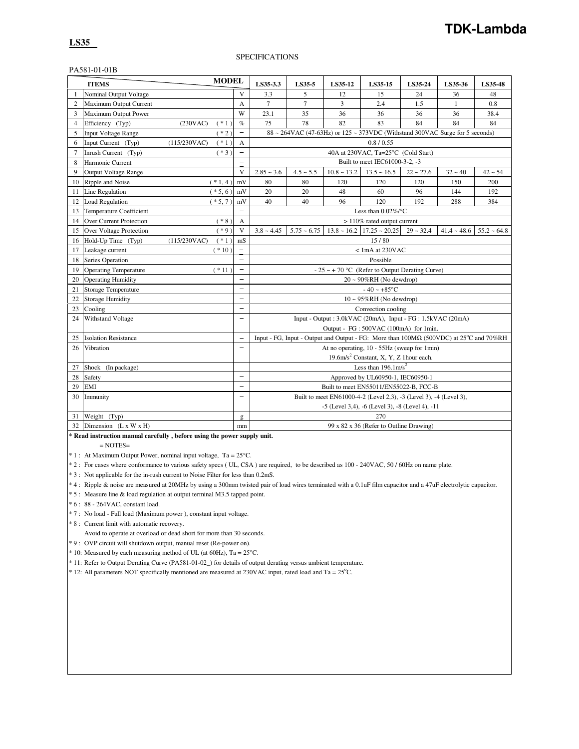**LS35_**

SPECIFICATIONS

PA581-01-01B

| | ITEMS / MODEL | | | LS35-3.3 | LS35-5 | LS35-12 | LS35-15 | LS35-24 | LS35-36 | LS35-48 |
|---|---|---|---|---|---|---|---|---|---|---|
| 1 | Nominal Output Voltage | | V | 3.3 | 5 | 12 | 15 | 24 | 36 | 48 |
| 2 | Maximum Output Current | | A | 7 | 7 | 3 | 2.4 | 1.5 | 1 | 0.8 |
| 3 | Maximum Output Power | | W | 23.1 | 35 | 36 | 36 | 36 | 36 | 38.4 |
| 4 | Efficiency (Typ) (230VAC) | ( * 1 ) | % | 75 | 78 | 82 | 83 | 84 | 84 | 84 |
| 5 | Input Voltage Range | ( * 2 ) | − | 88 ~ 264VAC (47-63Hz) or 125 ~ 373VDC (Withstand 300VAC Surge for 5 seconds) | | | | | | |
| 6 | Input Current (Typ) (115/230VAC) | ( * 1 ) | A | 0.8 / 0.55 | | | | | | |
| 7 | Inrush Current (Typ) | ( * 3 ) | − | 40A at 230VAC, Ta=25°C (Cold Start) | | | | | | |
| 8 | Harmonic Current | | − | Built to meet IEC61000-3-2, -3 | | | | | | |
| 9 | Output Voltage Range | | V | 2.85 ~ 3.6 | 4.5 ~ 5.5 | 10.8 ~ 13.2 | 13.5 ~ 16.5 | 22 ~ 27.6 | 32 ~ 40 | 42 ~ 54 |
| 10 | Ripple and Noise | ( * 1, 4 ) | mV | 80 | 80 | 120 | 120 | 120 | 150 | 200 |
| 11 | Line Regulation | ( * 5, 6 ) | mV | 20 | 20 | 48 | 60 | 96 | 144 | 192 |
| 12 | Load Regulation | ( * 5, 7 ) | mV | 40 | 40 | 96 | 120 | 192 | 288 | 384 |
| 13 | Temperature Coefficient | | − | Less than 0.02%/°C | | | | | | |
| 14 | Over Current Protection | ( * 8 ) | A | > 110% rated output current | | | | | | |
| 15 | Over Voltage Protection | ( * 9 ) | V | 3.8 ~ 4.45 | 5.75 ~ 6.75 | 13.8 ~ 16.2 | 17.25 ~ 20.25 | 29 ~ 32.4 | 41.4 ~ 48.6 | 55.2 ~ 64.8 |
| 16 | Hold-Up Time (Typ) (115/230VAC) | ( * 1 ) | mS | 15 / 80 | | | | | | |
| 17 | Leakage current | ( * 10 ) | − | < 1mA at 230VAC | | | | | | |
| 18 | Series Operation | | − | Possible | | | | | | |
| 19 | Operating Temperature | ( * 11 ) | − | - 25 ~ + 70 °C (Refer to Output Derating Curve) | | | | | | |
| 20 | Operating Humidity | | − | 20 ~ 90%RH (No dewdrop) | | | | | | |
| 21 | Storage Temperature | | − | - 40 ~ +85°C | | | | | | |
| 22 | Storage Humidity | | − | 10 ~ 95%RH (No dewdrop) | | | | | | |
| 23 | Cooling | | − | Convection cooling | | | | | | |
| 24 | Withstand Voltage | | − | Input - Output : 3.0kVAC (20mA), Input - FG : 1.5kVAC (20mA) Output - FG : 500VAC (100mA) for 1min. | | | | | | |
| 25 | Isolation Resistance | | − | Input - FG, Input - Output and Output - FG: More than 100MΩ (500VDC) at 25°C and 70%RH | | | | | | |
| 26 | Vibration | | − | At no operating, 10 - 55Hz (sweep for 1min) 19.6m/s$^2$ Constant, X, Y, Z 1hour each. | | | | | | |
| 27 | Shock (In package) | | | Less than 196.1m/s$^2$ | | | | | | |
| 28 | Safety | | − | Approved by UL60950-1, IEC60950-1 | | | | | | |
| 29 | EMI | | − | Built to meet EN55011/EN55022-B, FCC-B | | | | | | |
| 30 | Immunity | | − | Built to meet EN61000-4-2 (Level 2,3), -3 (Level 3), -4 (Level 3), -5 (Level 3,4), -6 (Level 3), -8 (Level 4), -11 | | | | | | |
| 31 | Weight (Typ) | | g | 270 | | | | | | |
| 32 | Dimension (L x W x H) | | mm | 99 x 82 x 36 (Refer to Outline Drawing) | | | | | | |

**\* Read instruction manual carefully , before using the power supply unit.**

= NOTES=

\* 1 : At Maximum Output Power, nominal input voltage, Ta = 25°C.

\* 2 : For cases where conformance to various safety specs ( UL, CSA ) are required, to be described as 100 - 240VAC, 50 / 60Hz on name plate.

\* 3 : Not applicable for the in-rush current to Noise Filter for less than 0.2mS.

\* 4 : Ripple & noise are measured at 20MHz by using a 300mm twisted pair of load wires terminated with a 0.1uF film capacitor and a 47uF electrolytic capacitor.

\* 5 : Measure line & load regulation at output terminal M3.5 tapped point.

\* 6 : 88 - 264VAC, constant load.

\* 7 : No load - Full load (Maximum power ), constant input voltage.

\* 8 : Current limit with automatic recovery.
Avoid to operate at overload or dead short for more than 30 seconds.

\* 9 : OVP circuit will shutdown output, manual reset (Re-power on).

\* 10: Measured by each measuring method of UL (at 60Hz), Ta = 25°C.

\* 11: Refer to Output Derating Curve (PA581-01-02_) for details of output derating versus ambient temperature.

\* 12: All parameters NOT specifically mentioned are measured at 230VAC input, rated load and Ta = 25°C.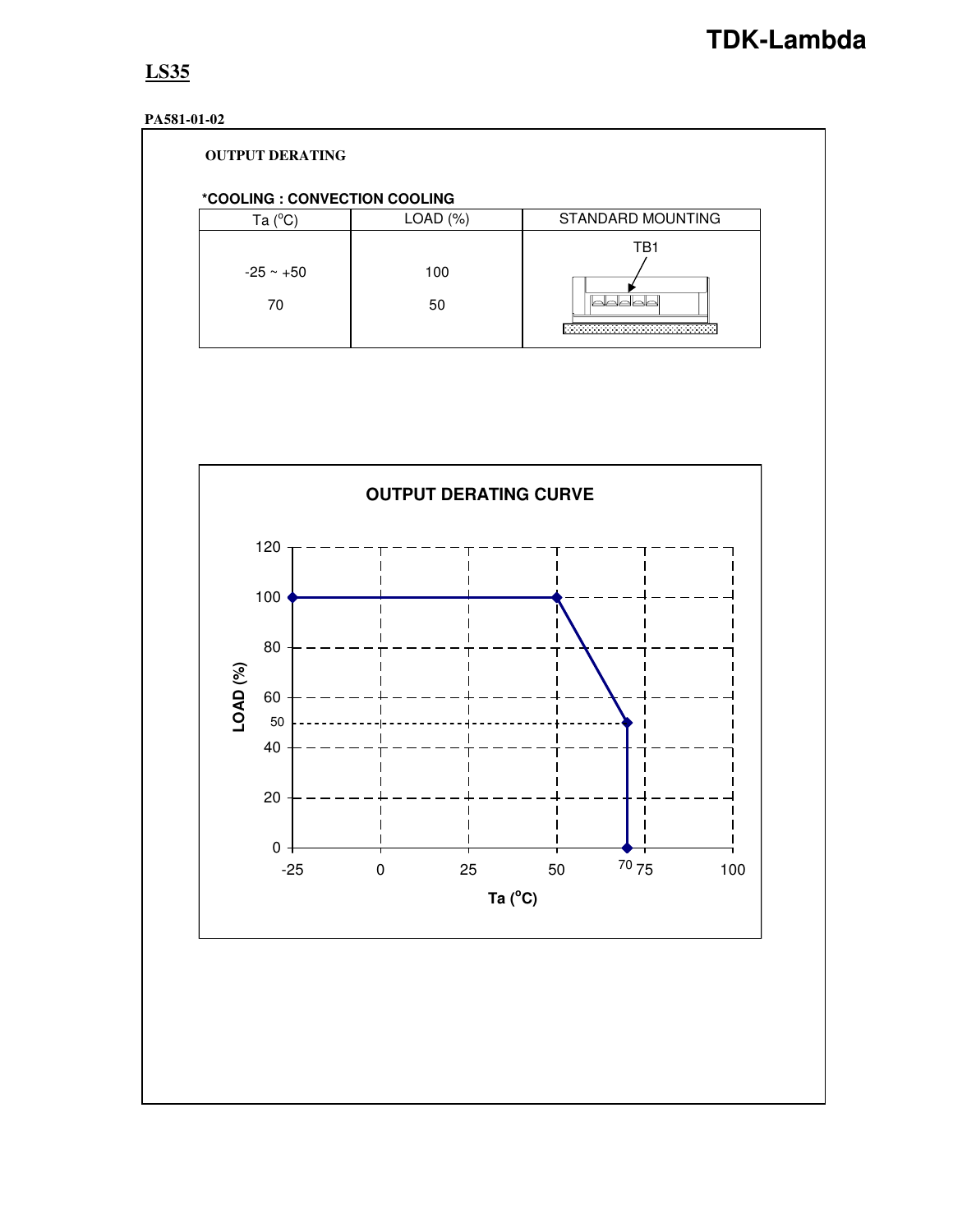**TDK-Lambda**

## LS35

**PA581-01-02**

### OUTPUT DERATING

**\*COOLING : CONVECTION COOLING**

| Ta (°C) | LOAD (%) | STANDARD MOUNTING |
| --- | --- | --- |
| -25 ~ +50 | 100 | TB1 |
| 70 | 50 | |

**OUTPUT DERATING CURVE**

LOAD (%)

120
100
80
60
50
40
20
0

-25
0
25
50
70
75
100

Ta (°C)